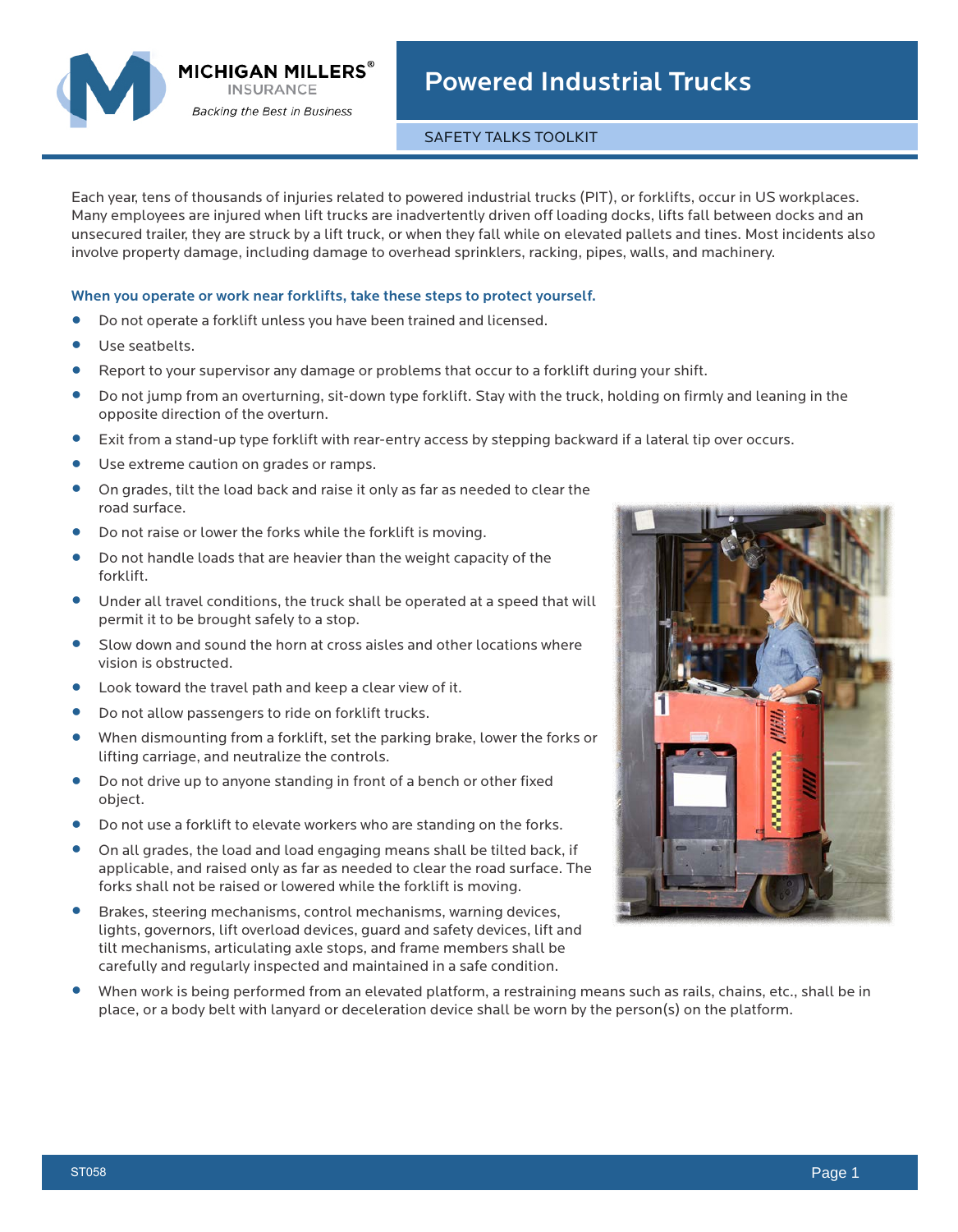MICHIGAN MILLERS® INSURANCE

*Backing the Best in Business*

# Powered Industrial Trucks

SAFETY TALKS TOOLKIT

Each year, tens of thousands of injuries related to powered industrial trucks (PIT), or forklifts, occur in US workplaces. Many employees are injured when lift trucks are inadvertently driven off loading docks, lifts fall between docks and an unsecured trailer, they are struck by a lift truck, or when they fall while on elevated pallets and tines. Most incidents also involve property damage, including damage to overhead sprinklers, racking, pipes, walls, and machinery.

### When you operate or work near forklifts, take these steps to protect yourself.

- Do not operate a forklift unless you have been trained and licensed.
- Use seatbelts.
- Report to your supervisor any damage or problems that occur to a forklift during your shift.
- Do not jump from an overturning, sit-down type forklift. Stay with the truck, holding on firmly and leaning in the opposite direction of the overturn.
- Exit from a stand-up type forklift with rear-entry access by stepping backward if a lateral tip over occurs.
- Use extreme caution on grades or ramps.
- On grades, tilt the load back and raise it only as far as needed to clear the road surface.
- Do not raise or lower the forks while the forklift is moving.
- Do not handle loads that are heavier than the weight capacity of the forklift.
- Under all travel conditions, the truck shall be operated at a speed that will permit it to be brought safely to a stop.
- Slow down and sound the horn at cross aisles and other locations where vision is obstructed.
- Look toward the travel path and keep a clear view of it.
- Do not allow passengers to ride on forklift trucks.
- When dismounting from a forklift, set the parking brake, lower the forks or lifting carriage, and neutralize the controls.
- Do not drive up to anyone standing in front of a bench or other fixed object.
- Do not use a forklift to elevate workers who are standing on the forks.
- On all grades, the load and load engaging means shall be tilted back, if applicable, and raised only as far as needed to clear the road surface. The forks shall not be raised or lowered while the forklift is moving.
- Brakes, steering mechanisms, control mechanisms, warning devices, lights, governors, lift overload devices, guard and safety devices, lift and tilt mechanisms, articulating axle stops, and frame members shall be carefully and regularly inspected and maintained in a safe condition.
- When work is being performed from an elevated platform, a restraining means such as rails, chains, etc., shall be in place, or a body belt with lanyard or deceleration device shall be worn by the person(s) on the platform.

ST058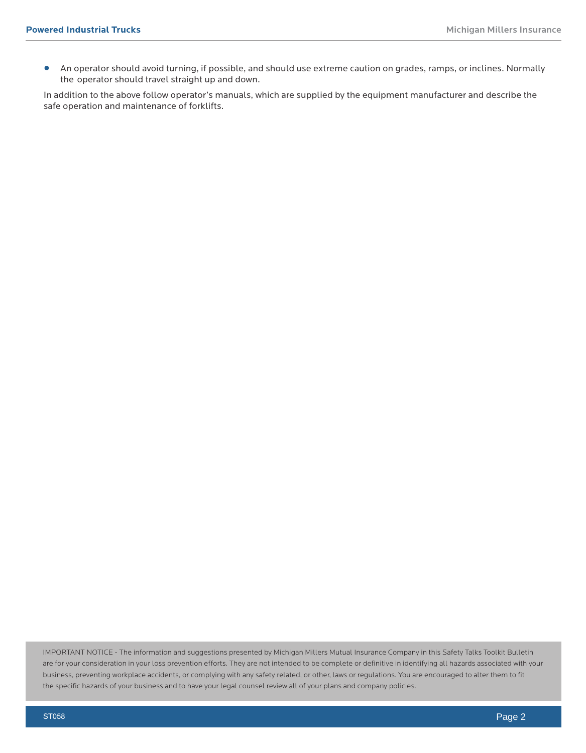- An operator should avoid turning, if possible, and should use extreme caution on grades, ramps, or inclines. Normally the operator should travel straight up and down.

In addition to the above follow operator's manuals, which are supplied by the equipment manufacturer and describe the safe operation and maintenance of forklifts.

IMPORTANT NOTICE - The information and suggestions presented by Michigan Millers Mutual Insurance Company in this Safety Talks Toolkit Bulletin are for your consideration in your loss prevention efforts. They are not intended to be complete or definitive in identifying all hazards associated with your business, preventing workplace accidents, or complying with any safety related, or other, laws or regulations. You are encouraged to alter them to fit the specific hazards of your business and to have your legal counsel review all of your plans and company policies.

ST058